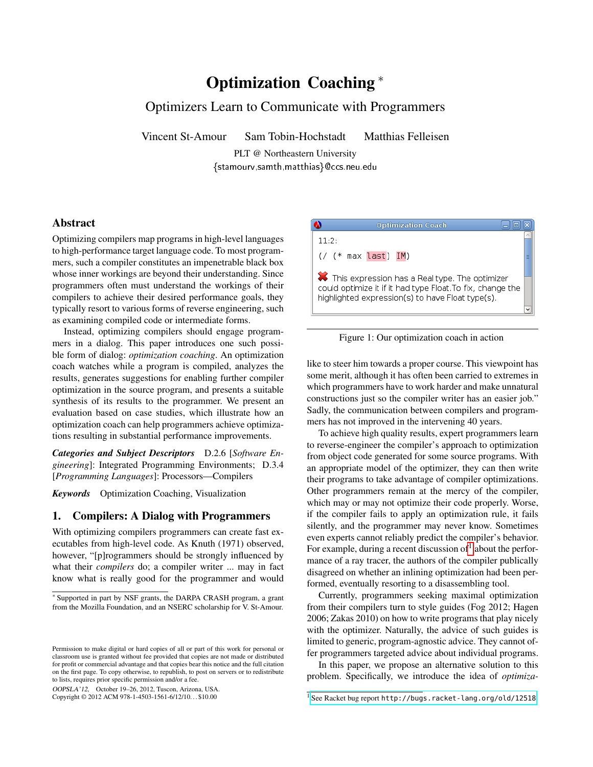# Optimization Coaching *

## Optimizers Learn to Communicate with Programmers

Vincent St-Amour    Sam Tobin-Hochstadt    Matthias Felleisen

PLT @ Northeastern University
{stamourv,samth,matthias}@ccs.neu.edu

## Abstract

Optimizing compilers map programs in high-level languages to high-performance target language code. To most programmers, such a compiler constitutes an impenetrable black box whose inner workings are beyond their understanding. Since programmers often must understand the workings of their compilers to achieve their desired performance goals, they typically resort to various forms of reverse engineering, such as examining compiled code or intermediate forms.

Instead, optimizing compilers should engage programmers in a dialog. This paper introduces one such possible form of dialog: *optimization coaching*. An optimization coach watches while a program is compiled, analyzes the results, generates suggestions for enabling further compiler optimization in the source program, and presents a suitable synthesis of its results to the programmer. We present an evaluation based on case studies, which illustrate how an optimization coach can help programmers achieve optimizations resulting in substantial performance improvements.

***Categories and Subject Descriptors*** D.2.6 [*Software Engineering*]: Integrated Programming Environments; D.3.4 [*Programming Languages*]: Processors—Compilers

***Keywords*** Optimization Coaching, Visualization

## 1. Compilers: A Dialog with Programmers

With optimizing compilers programmers can create fast executables from high-level code. As Knuth (1971) observed, however, "[p]rogrammers should be strongly influenced by what their *compilers* do; a compiler writer ... may in fact know what is really good for the programmer and would like to steer him towards a proper course. This viewpoint has some merit, although it has often been carried to extremes in which programmers have to work harder and make unnatural constructions just so the compiler writer has an easier job." Sadly, the communication between compilers and programmers has not improved in the intervening 40 years.

```
Optimization Coach

11:2:
(/ (* max last) IM)

This expression has a Real type. The optimizer could optimize it if it had type Float.To fix, change the highlighted expression(s) to have Float type(s).
```

Figure 1: Our optimization coach in action

To achieve high quality results, expert programmers learn to reverse-engineer the compiler's approach to optimization from object code generated for some source programs. With an appropriate model of the optimizer, they can then write their programs to take advantage of compiler optimizations. Other programmers remain at the mercy of the compiler, which may or may not optimize their code properly. Worse, if the compiler fails to apply an optimization rule, it fails silently, and the programmer may never know. Sometimes even experts cannot reliably predict the compiler's behavior. For example, during a recent discussion of[1] about the performance of a ray tracer, the authors of the compiler publically disagreed on whether an inlining optimization had been performed, eventually resorting to a disassembling tool.

Currently, programmers seeking maximal optimization from their compilers turn to style guides (Fog 2012; Hagen 2006; Zakas 2010) on how to write programs that play nicely with the optimizer. Naturally, the advice of such guides is limited to generic, program-agnostic advice. They cannot offer programmers targeted advice about individual programs.

In this paper, we propose an alternative solution to this problem. Specifically, we introduce the idea of *optimiza-*

---

* Supported in part by NSF grants, the DARPA CRASH program, a grant from the Mozilla Foundation, and an NSERC scholarship for V. St-Amour.

[1] See Racket bug report `http://bugs.racket-lang.org/old/12518`

Permission to make digital or hard copies of all or part of this work for personal or classroom use is granted without fee provided that copies are not made or distributed for profit or commercial advantage and that copies bear this notice and the full citation on the first page. To copy otherwise, to republish, to post on servers or to redistribute to lists, requires prior specific permission and/or a fee.

*OOPSLA'12*, October 19–26, 2012, Tuscon, Arizona, USA.
Copyright © 2012 ACM 978-1-4503-1561-6/12/10... $10.00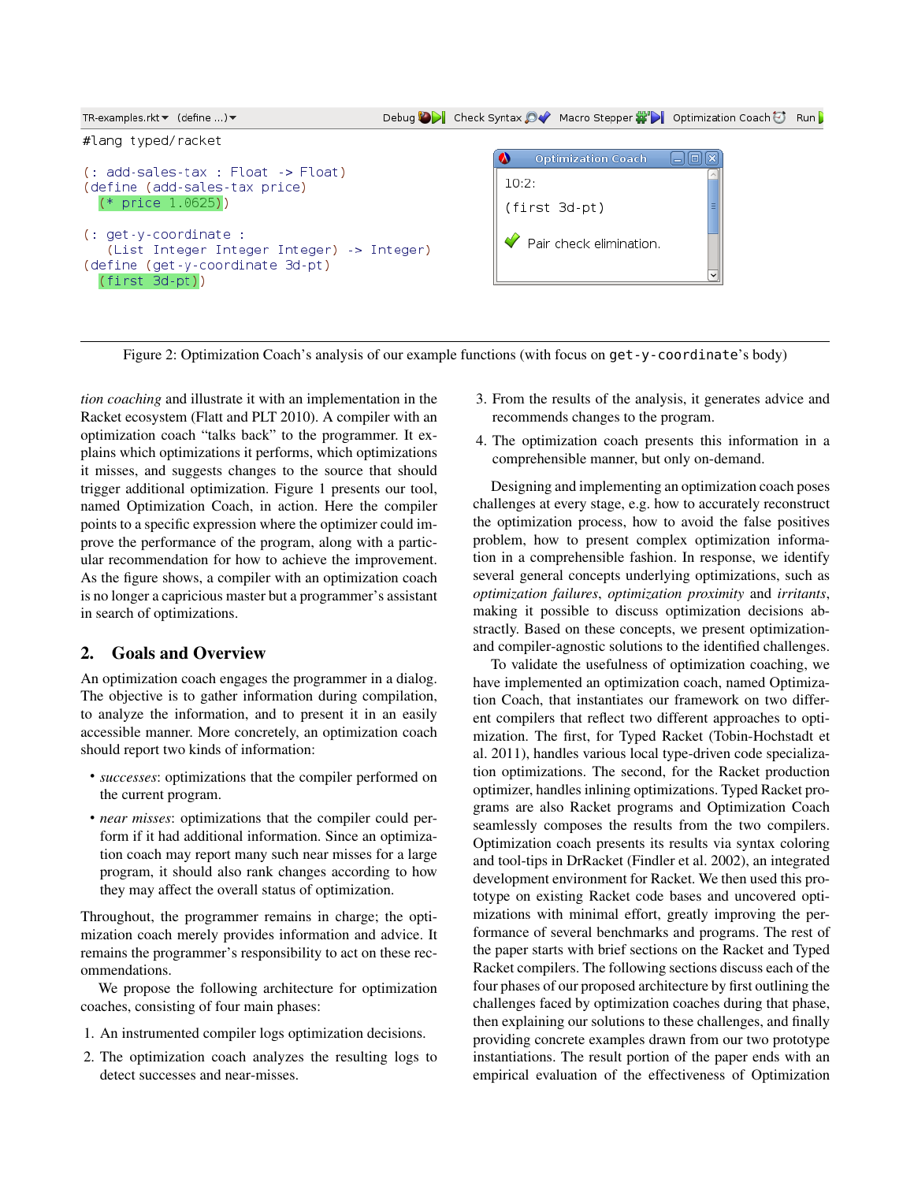```
TR-examples.rkt ▾  (define ...) ▾        Debug  Check Syntax  Macro Stepper  Optimization Coach  Run

#lang typed/racket

(: add-sales-tax : Float -> Float)
(define (add-sales-tax price)
  (* price 1.0625))

(: get-y-coordinate :
   (List Integer Integer Integer) -> Integer)
(define (get-y-coordinate 3d-pt)
  (first 3d-pt))
```

```
Optimization Coach
10:2:
(first 3d-pt)
✔ Pair check elimination.
```

Figure 2: Optimization Coach's analysis of our example functions (with focus on `get-y-coordinate`'s body)

*tion coaching* and illustrate it with an implementation in the Racket ecosystem (Flatt and PLT 2010). A compiler with an optimization coach "talks back" to the programmer. It explains which optimizations it performs, which optimizations it misses, and suggests changes to the source that should trigger additional optimization. Figure 1 presents our tool, named Optimization Coach, in action. Here the compiler points to a specific expression where the optimizer could improve the performance of the program, along with a particular recommendation for how to achieve the improvement. As the figure shows, a compiler with an optimization coach is no longer a capricious master but a programmer's assistant in search of optimizations.

## 2. Goals and Overview

An optimization coach engages the programmer in a dialog. The objective is to gather information during compilation, to analyze the information, and to present it in an easily accessible manner. More concretely, an optimization coach should report two kinds of information:

- *successes*: optimizations that the compiler performed on the current program.
- *near misses*: optimizations that the compiler could perform if it had additional information. Since an optimization coach may report many such near misses for a large program, it should also rank changes according to how they may affect the overall status of optimization.

Throughout, the programmer remains in charge; the optimization coach merely provides information and advice. It remains the programmer's responsibility to act on these recommendations.

We propose the following architecture for optimization coaches, consisting of four main phases:

1. An instrumented compiler logs optimization decisions.
2. The optimization coach analyzes the resulting logs to detect successes and near-misses.
3. From the results of the analysis, it generates advice and recommends changes to the program.
4. The optimization coach presents this information in a comprehensible manner, but only on-demand.

Designing and implementing an optimization coach poses challenges at every stage, e.g. how to accurately reconstruct the optimization process, how to avoid the false positives problem, how to present complex optimization information in a comprehensible fashion. In response, we identify several general concepts underlying optimizations, such as *optimization failures*, *optimization proximity* and *irritants*, making it possible to discuss optimization decisions abstractly. Based on these concepts, we present optimization- and compiler-agnostic solutions to the identified challenges.

To validate the usefulness of optimization coaching, we have implemented an optimization coach, named Optimization Coach, that instantiates our framework on two different compilers that reflect two different approaches to optimization. The first, for Typed Racket (Tobin-Hochstadt et al. 2011), handles various local type-driven code specialization optimizations. The second, for the Racket production optimizer, handles inlining optimizations. Typed Racket programs are also Racket programs and Optimization Coach seamlessly composes the results from the two compilers. Optimization coach presents its results via syntax coloring and tool-tips in DrRacket (Findler et al. 2002), an integrated development environment for Racket. We then used this prototype on existing Racket code bases and uncovered optimizations with minimal effort, greatly improving the performance of several benchmarks and programs. The rest of the paper starts with brief sections on the Racket and Typed Racket compilers. The following sections discuss each of the four phases of our proposed architecture by first outlining the challenges faced by optimization coaches during that phase, then explaining our solutions to these challenges, and finally providing concrete examples drawn from our two prototype instantiations. The result portion of the paper ends with an empirical evaluation of the effectiveness of Optimization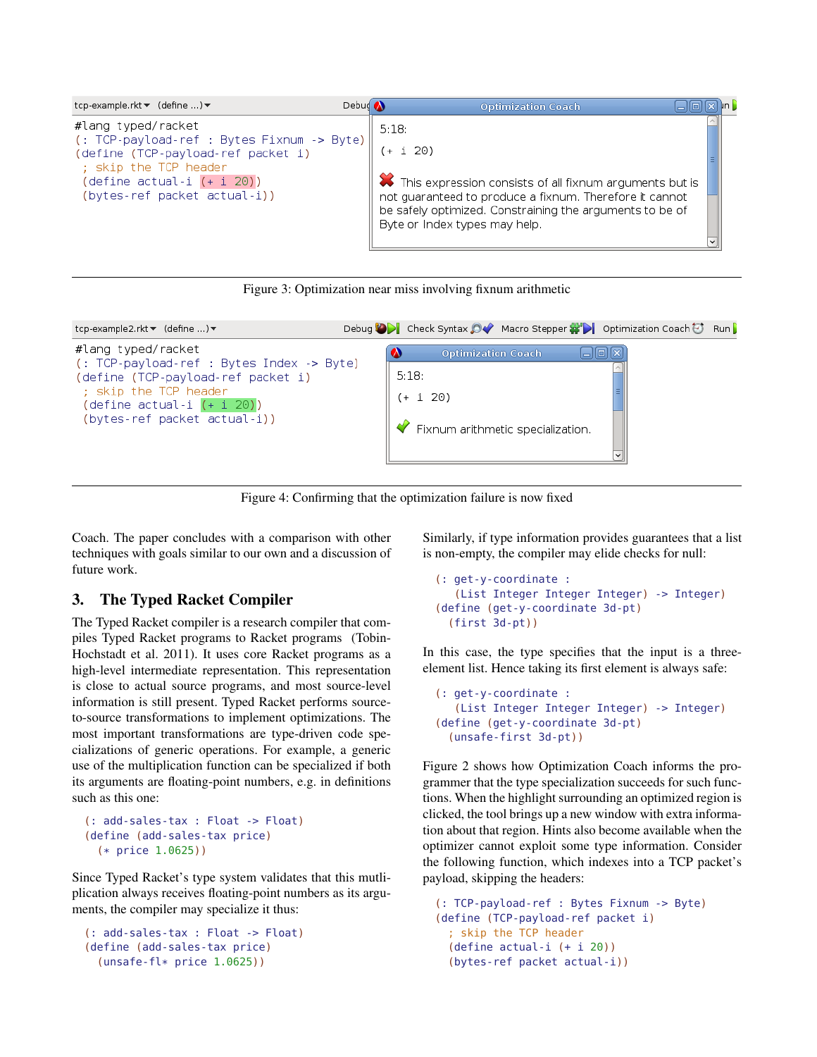Figure 3: Optimization near miss involving fixnum arithmetic

Figure 4: Confirming that the optimization failure is now fixed

Coach. The paper concludes with a comparison with other techniques with goals similar to our own and a discussion of future work.

## 3. The Typed Racket Compiler

The Typed Racket compiler is a research compiler that compiles Typed Racket programs to Racket programs (Tobin-Hochstadt et al. 2011). It uses core Racket programs as a high-level intermediate representation. This representation is close to actual source programs, and most source-level information is still present. Typed Racket performs source-to-source transformations to implement optimizations. The most important transformations are type-driven code specializations of generic operations. For example, a generic use of the multiplication function can be specialized if both its arguments are floating-point numbers, e.g. in definitions such as this one:

```
(: add-sales-tax : Float -> Float)
(define (add-sales-tax price)
  (* price 1.0625))
```

Since Typed Racket's type system validates that this mutliplication always receives floating-point numbers as its arguments, the compiler may specialize it thus:

```
(: add-sales-tax : Float -> Float)
(define (add-sales-tax price)
  (unsafe-fl* price 1.0625))
```

Similarly, if type information provides guarantees that a list is non-empty, the compiler may elide checks for null:

```
(: get-y-coordinate :
   (List Integer Integer Integer) -> Integer)
(define (get-y-coordinate 3d-pt)
  (first 3d-pt))
```

In this case, the type specifies that the input is a three-element list. Hence taking its first element is always safe:

```
(: get-y-coordinate :
   (List Integer Integer Integer) -> Integer)
(define (get-y-coordinate 3d-pt)
  (unsafe-first 3d-pt))
```

Figure 2 shows how Optimization Coach informs the programmer that the type specialization succeeds for such functions. When the highlight surrounding an optimized region is clicked, the tool brings up a new window with extra information about that region. Hints also become available when the optimizer cannot exploit some type information. Consider the following function, which indexes into a TCP packet's payload, skipping the headers:

```
(: TCP-payload-ref : Bytes Fixnum -> Byte)
(define (TCP-payload-ref packet i)
  ; skip the TCP header
  (define actual-i (+ i 20))
  (bytes-ref packet actual-i))
```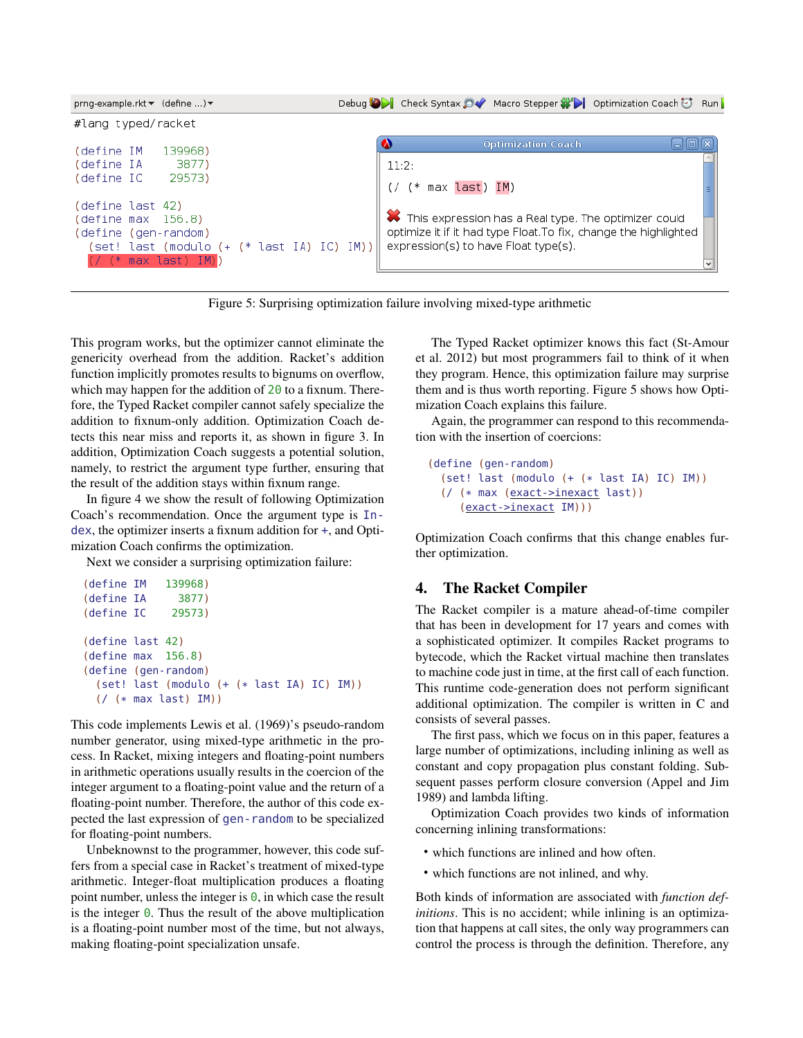```
#lang typed/racket

(define IM   139968)
(define IA     3877)
(define IC    29573)

(define last 42)
(define max  156.8)
(define (gen-random)
  (set! last (modulo (+ (* last IA) IC) IM))
  (/ (* max last) IM))
```

Optimization Coach

11:2:

(/ (* max last) IM)

This expression has a Real type. The optimizer could optimize it if it had type Float.To fix, change the highlighted expression(s) to have Float type(s).

Figure 5: Surprising optimization failure involving mixed-type arithmetic

This program works, but the optimizer cannot eliminate the genericity overhead from the addition. Racket's addition function implicitly promotes results to bignums on overflow, which may happen for the addition of `20` to a fixnum. Therefore, the Typed Racket compiler cannot safely specialize the addition to fixnum-only addition. Optimization Coach detects this near miss and reports it, as shown in figure 3. In addition, Optimization Coach suggests a potential solution, namely, to restrict the argument type further, ensuring that the result of the addition stays within fixnum range.

In figure 4 we show the result of following Optimization Coach's recommendation. Once the argument type is `Index`, the optimizer inserts a fixnum addition for `+`, and Optimization Coach confirms the optimization.

Next we consider a surprising optimization failure:

```
(define IM   139968)
(define IA     3877)
(define IC    29573)

(define last 42)
(define max  156.8)
(define (gen-random)
  (set! last (modulo (+ (* last IA) IC) IM))
  (/ (* max last) IM))
```

This code implements Lewis et al. (1969)'s pseudo-random number generator, using mixed-type arithmetic in the process. In Racket, mixing integers and floating-point numbers in arithmetic operations usually results in the coercion of the integer argument to a floating-point value and the return of a floating-point number. Therefore, the author of this code expected the last expression of `gen-random` to be specialized for floating-point numbers.

Unbeknownst to the programmer, however, this code suffers from a special case in Racket's treatment of mixed-type arithmetic. Integer-float multiplication produces a floating point number, unless the integer is `0`, in which case the result is the integer `0`. Thus the result of the above multiplication is a floating-point number most of the time, but not always, making floating-point specialization unsafe.

The Typed Racket optimizer knows this fact (St-Amour et al. 2012) but most programmers fail to think of it when they program. Hence, this optimization failure may surprise them and is thus worth reporting. Figure 5 shows how Optimization Coach explains this failure.

Again, the programmer can respond to this recommendation with the insertion of coercions:

```
(define (gen-random)
  (set! last (modulo (+ (* last IA) IC) IM))
  (/ (* max (exact->inexact last))
     (exact->inexact IM)))
```

Optimization Coach confirms that this change enables further optimization.

## 4. The Racket Compiler

The Racket compiler is a mature ahead-of-time compiler that has been in development for 17 years and comes with a sophisticated optimizer. It compiles Racket programs to bytecode, which the Racket virtual machine then translates to machine code just in time, at the first call of each function. This runtime code-generation does not perform significant additional optimization. The compiler is written in C and consists of several passes.

The first pass, which we focus on in this paper, features a large number of optimizations, including inlining as well as constant and copy propagation plus constant folding. Subsequent passes perform closure conversion (Appel and Jim 1989) and lambda lifting.

Optimization Coach provides two kinds of information concerning inlining transformations:

- which functions are inlined and how often.
- which functions are not inlined, and why.

Both kinds of information are associated with *function definitions*. This is no accident; while inlining is an optimization that happens at call sites, the only way programmers can control the process is through the definition. Therefore, any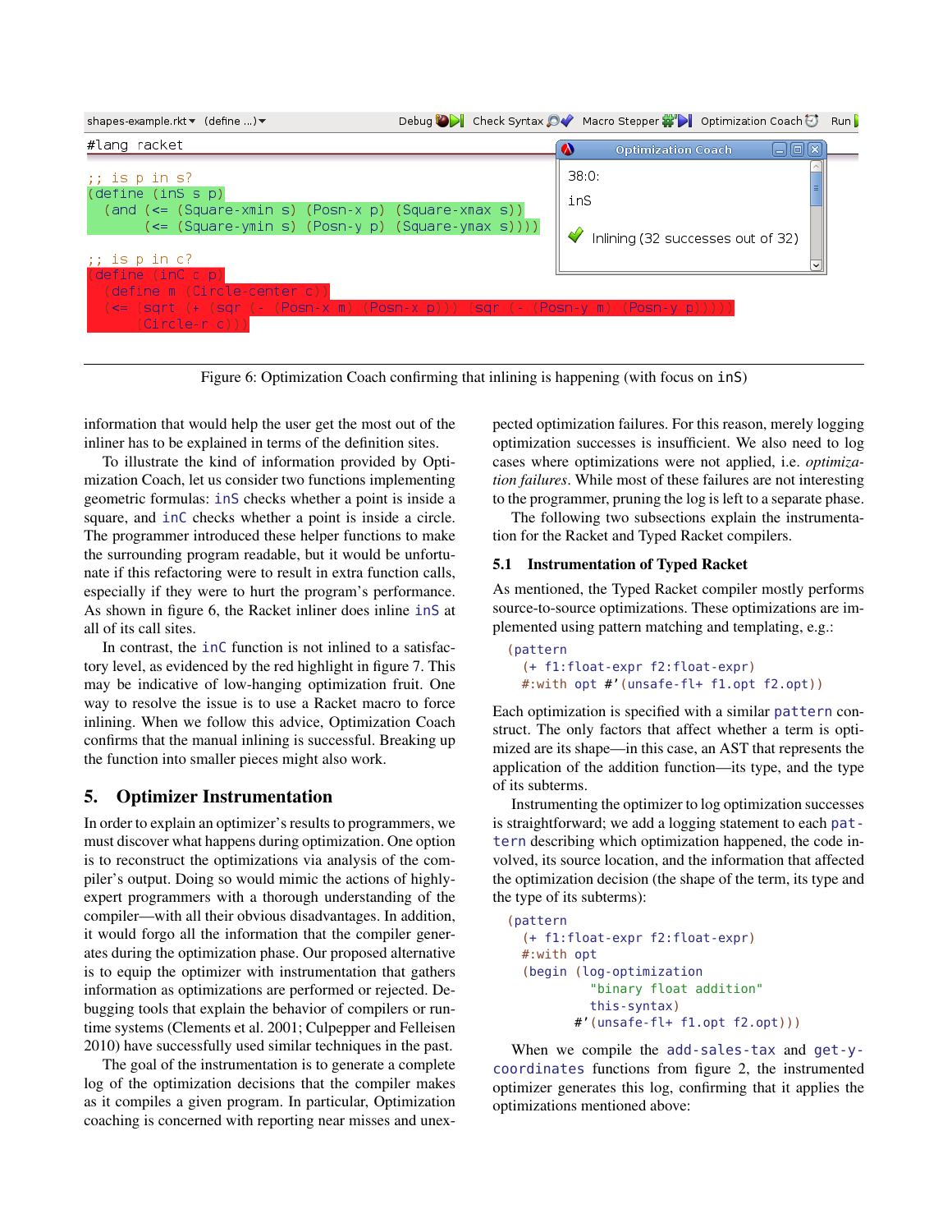```
#lang racket

;; is p in s?
(define (inS s p)
  (and (<= (Square-xmin s) (Posn-x p) (Square-xmax s))
       (<= (Square-ymin s) (Posn-y p) (Square-ymax s))))

;; is p in c?
(define (inC c p)
  (define m (Circle-center c))
  (<= (sqrt (+ (sqr (- (Posn-x m) (Posn-x p))) (sqr (- (Posn-y m) (Posn-y p)))))
      (Circle-r c)))
```

Optimization Coach

38:0:

inS

Inlining (32 successes out of 32)

Figure 6: Optimization Coach confirming that inlining is happening (with focus on `inS`)

information that would help the user get the most out of the inliner has to be explained in terms of the definition sites.

To illustrate the kind of information provided by Optimization Coach, let us consider two functions implementing geometric formulas: `inS` checks whether a point is inside a square, and `inC` checks whether a point is inside a circle. The programmer introduced these helper functions to make the surrounding program readable, but it would be unfortunate if this refactoring were to result in extra function calls, especially if they were to hurt the program's performance. As shown in figure 6, the Racket inliner does inline `inS` at all of its call sites.

In contrast, the `inC` function is not inlined to a satisfactory level, as evidenced by the red highlight in figure 7. This may be indicative of low-hanging optimization fruit. One way to resolve the issue is to use a Racket macro to force inlining. When we follow this advice, Optimization Coach confirms that the manual inlining is successful. Breaking up the function into smaller pieces might also work.

## 5. Optimizer Instrumentation

In order to explain an optimizer's results to programmers, we must discover what happens during optimization. One option is to reconstruct the optimizations via analysis of the compiler's output. Doing so would mimic the actions of highly-expert programmers with a thorough understanding of the compiler—with all their obvious disadvantages. In addition, it would forgo all the information that the compiler generates during the optimization phase. Our proposed alternative is to equip the optimizer with instrumentation that gathers information as optimizations are performed or rejected. Debugging tools that explain the behavior of compilers or runtime systems (Clements et al. 2001; Culpepper and Felleisen 2010) have successfully used similar techniques in the past.

The goal of the instrumentation is to generate a complete log of the optimization decisions that the compiler makes as it compiles a given program. In particular, Optimization coaching is concerned with reporting near misses and unexpected optimization failures. For this reason, merely logging optimization successes is insufficient. We also need to log cases where optimizations were not applied, i.e. *optimization failures*. While most of these failures are not interesting to the programmer, pruning the log is left to a separate phase.

The following two subsections explain the instrumentation for the Racket and Typed Racket compilers.

### 5.1 Instrumentation of Typed Racket

As mentioned, the Typed Racket compiler mostly performs source-to-source optimizations. These optimizations are implemented using pattern matching and templating, e.g.:

```
(pattern
  (+ f1:float-expr f2:float-expr)
  #:with opt #'(unsafe-fl+ f1.opt f2.opt))
```

Each optimization is specified with a similar `pattern` construct. The only factors that affect whether a term is optimized are its shape—in this case, an AST that represents the application of the addition function—its type, and the type of its subterms.

Instrumenting the optimizer to log optimization successes is straightforward; we add a logging statement to each `pattern` describing which optimization happened, the code involved, its source location, and the information that affected the optimization decision (the shape of the term, its type and the type of its subterms):

```
(pattern
  (+ f1:float-expr f2:float-expr)
  #:with opt
  (begin (log-optimization
           "binary float addition"
           this-syntax)
         #'(unsafe-fl+ f1.opt f2.opt)))
```

When we compile the `add-sales-tax` and `get-y-coordinates` functions from figure 2, the instrumented optimizer generates this log, confirming that it applies the optimizations mentioned above: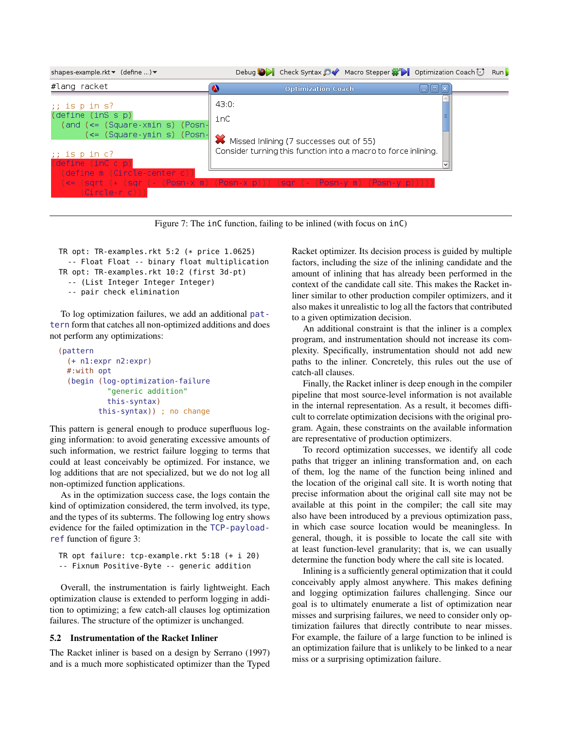Figure 7: The `inC` function, failing to be inlined (with focus on `inC`)

```
TR opt: TR-examples.rkt 5:2 (* price 1.0625)
  -- Float Float -- binary float multiplication
TR opt: TR-examples.rkt 10:2 (first 3d-pt)
  -- (List Integer Integer Integer)
  -- pair check elimination
```

To log optimization failures, we add an additional `pattern` form that catches all non-optimized additions and does not perform any optimizations:

```
(pattern
  (+ n1:expr n2:expr)
  #:with opt
  (begin (log-optimization-failure
           "generic addition"
           this-syntax)
         this-syntax)) ; no change
```

This pattern is general enough to produce superfluous logging information: to avoid generating excessive amounts of such information, we restrict failure logging to terms that could at least conceivably be optimized. For instance, we log additions that are not specialized, but we do not log all non-optimized function applications.

As in the optimization success case, the logs contain the kind of optimization considered, the term involved, its type, and the types of its subterms. The following log entry shows evidence for the failed optimization in the `TCP-payload-ref` function of figure 3:

```
TR opt failure: tcp-example.rkt 5:18 (+ i 20)
-- Fixnum Positive-Byte -- generic addition
```

Overall, the instrumentation is fairly lightweight. Each optimization clause is extended to perform logging in addition to optimizing; a few catch-all clauses log optimization failures. The structure of the optimizer is unchanged.

### 5.2 Instrumentation of the Racket Inliner

The Racket inliner is based on a design by Serrano (1997) and is a much more sophisticated optimizer than the Typed Racket optimizer. Its decision process is guided by multiple factors, including the size of the inlining candidate and the amount of inlining that has already been performed in the context of the candidate call site. This makes the Racket inliner similar to other production compiler optimizers, and it also makes it unrealistic to log all the factors that contributed to a given optimization decision.

An additional constraint is that the inliner is a complex program, and instrumentation should not increase its complexity. Specifically, instrumentation should not add new paths to the inliner. Concretely, this rules out the use of catch-all clauses.

Finally, the Racket inliner is deep enough in the compiler pipeline that most source-level information is not available in the internal representation. As a result, it becomes difficult to correlate optimization decisions with the original program. Again, these constraints on the available information are representative of production optimizers.

To record optimization successes, we identify all code paths that trigger an inlining transformation and, on each of them, log the name of the function being inlined and the location of the original call site. It is worth noting that precise information about the original call site may not be available at this point in the compiler; the call site may also have been introduced by a previous optimization pass, in which case source location would be meaningless. In general, though, it is possible to locate the call site with at least function-level granularity; that is, we can usually determine the function body where the call site is located.

Inlining is a sufficiently general optimization that it could conceivably apply almost anywhere. This makes defining and logging optimization failures challenging. Since our goal is to ultimately enumerate a list of optimization near misses and surprising failures, we need to consider only optimization failures that directly contribute to near misses. For example, the failure of a large function to be inlined is an optimization failure that is unlikely to be linked to a near miss or a surprising optimization failure.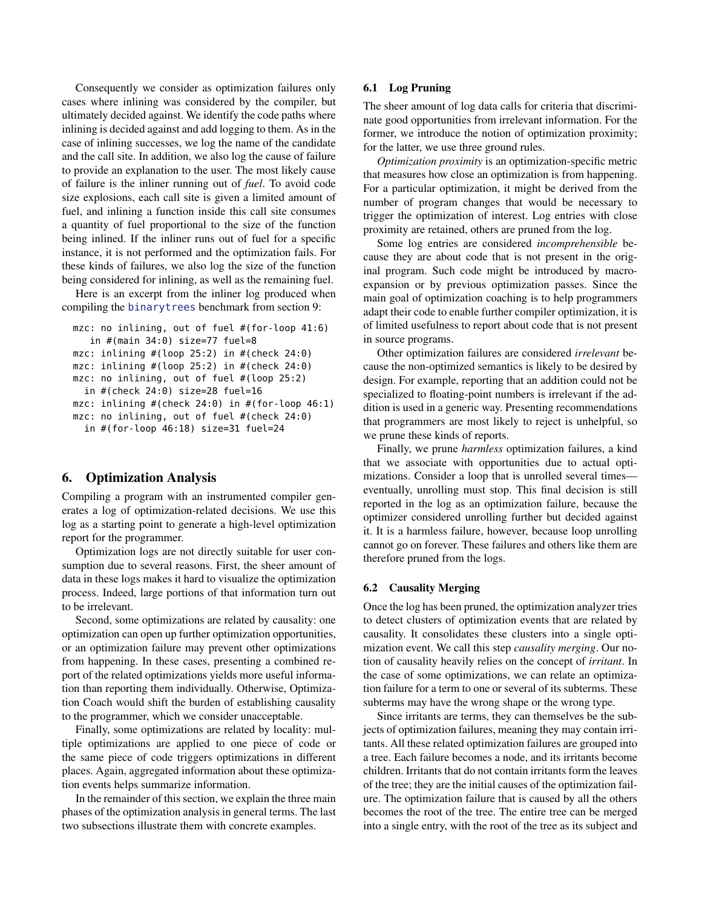Consequently we consider as optimization failures only cases where inlining was considered by the compiler, but ultimately decided against. We identify the code paths where inlining is decided against and add logging to them. As in the case of inlining successes, we log the name of the candidate and the call site. In addition, we also log the cause of failure to provide an explanation to the user. The most likely cause of failure is the inliner running out of *fuel*. To avoid code size explosions, each call site is given a limited amount of fuel, and inlining a function inside this call site consumes a quantity of fuel proportional to the size of the function being inlined. If the inliner runs out of fuel for a specific instance, it is not performed and the optimization fails. For these kinds of failures, we also log the size of the function being considered for inlining, as well as the remaining fuel.

Here is an excerpt from the inliner log produced when compiling the binarytrees benchmark from section 9:

```
mzc: no inlining, out of fuel #(for-loop 41:6)
   in #(main 34:0) size=77 fuel=8
mzc: inlining #(loop 25:2) in #(check 24:0)
mzc: inlining #(loop 25:2) in #(check 24:0)
mzc: no inlining, out of fuel #(loop 25:2)
  in #(check 24:0) size=28 fuel=16
mzc: inlining #(check 24:0) in #(for-loop 46:1)
mzc: no inlining, out of fuel #(check 24:0)
  in #(for-loop 46:18) size=31 fuel=24
```

## 6. Optimization Analysis

Compiling a program with an instrumented compiler generates a log of optimization-related decisions. We use this log as a starting point to generate a high-level optimization report for the programmer.

Optimization logs are not directly suitable for user consumption due to several reasons. First, the sheer amount of data in these logs makes it hard to visualize the optimization process. Indeed, large portions of that information turn out to be irrelevant.

Second, some optimizations are related by causality: one optimization can open up further optimization opportunities, or an optimization failure may prevent other optimizations from happening. In these cases, presenting a combined report of the related optimizations yields more useful information than reporting them individually. Otherwise, Optimization Coach would shift the burden of establishing causality to the programmer, which we consider unacceptable.

Finally, some optimizations are related by locality: multiple optimizations are applied to one piece of code or the same piece of code triggers optimizations in different places. Again, aggregated information about these optimization events helps summarize information.

In the remainder of this section, we explain the three main phases of the optimization analysis in general terms. The last two subsections illustrate them with concrete examples.

### 6.1 Log Pruning

The sheer amount of log data calls for criteria that discriminate good opportunities from irrelevant information. For the former, we introduce the notion of optimization proximity; for the latter, we use three ground rules.

*Optimization proximity* is an optimization-specific metric that measures how close an optimization is from happening. For a particular optimization, it might be derived from the number of program changes that would be necessary to trigger the optimization of interest. Log entries with close proximity are retained, others are pruned from the log.

Some log entries are considered *incomprehensible* because they are about code that is not present in the original program. Such code might be introduced by macro-expansion or by previous optimization passes. Since the main goal of optimization coaching is to help programmers adapt their code to enable further compiler optimization, it is of limited usefulness to report about code that is not present in source programs.

Other optimization failures are considered *irrelevant* because the non-optimized semantics is likely to be desired by design. For example, reporting that an addition could not be specialized to floating-point numbers is irrelevant if the addition is used in a generic way. Presenting recommendations that programmers are most likely to reject is unhelpful, so we prune these kinds of reports.

Finally, we prune *harmless* optimization failures, a kind that we associate with opportunities due to actual optimizations. Consider a loop that is unrolled several times—eventually, unrolling must stop. This final decision is still reported in the log as an optimization failure, because the optimizer considered unrolling further but decided against it. It is a harmless failure, however, because loop unrolling cannot go on forever. These failures and others like them are therefore pruned from the logs.

### 6.2 Causality Merging

Once the log has been pruned, the optimization analyzer tries to detect clusters of optimization events that are related by causality. It consolidates these clusters into a single optimization event. We call this step *causality merging*. Our notion of causality heavily relies on the concept of *irritant*. In the case of some optimizations, we can relate an optimization failure for a term to one or several of its subterms. These subterms may have the wrong shape or the wrong type.

Since irritants are terms, they can themselves be the subjects of optimization failures, meaning they may contain irritants. All these related optimization failures are grouped into a tree. Each failure becomes a node, and its irritants become children. Irritants that do not contain irritants form the leaves of the tree; they are the initial causes of the optimization failure. The optimization failure that is caused by all the others becomes the root of the tree. The entire tree can be merged into a single entry, with the root of the tree as its subject and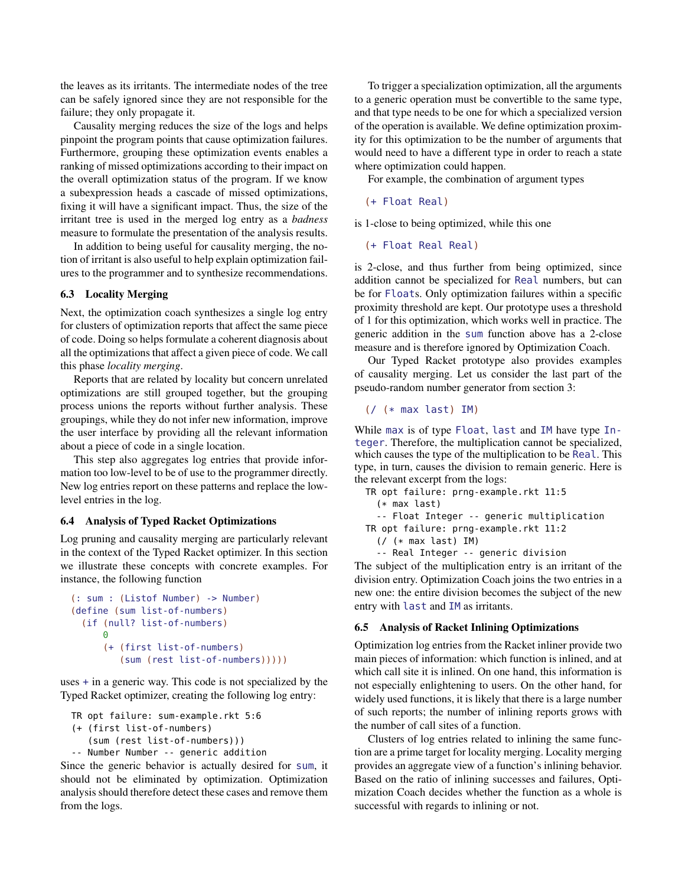the leaves as its irritants. The intermediate nodes of the tree can be safely ignored since they are not responsible for the failure; they only propagate it.

Causality merging reduces the size of the logs and helps pinpoint the program points that cause optimization failures. Furthermore, grouping these optimization events enables a ranking of missed optimizations according to their impact on the overall optimization status of the program. If we know a subexpression heads a cascade of missed optimizations, fixing it will have a significant impact. Thus, the size of the irritant tree is used in the merged log entry as a *badness* measure to formulate the presentation of the analysis results.

In addition to being useful for causality merging, the notion of irritant is also useful to help explain optimization failures to the programmer and to synthesize recommendations.

### 6.3 Locality Merging

Next, the optimization coach synthesizes a single log entry for clusters of optimization reports that affect the same piece of code. Doing so helps formulate a coherent diagnosis about all the optimizations that affect a given piece of code. We call this phase *locality merging*.

Reports that are related by locality but concern unrelated optimizations are still grouped together, but the grouping process unions the reports without further analysis. These groupings, while they do not infer new information, improve the user interface by providing all the relevant information about a piece of code in a single location.

This step also aggregates log entries that provide information too low-level to be of use to the programmer directly. New log entries report on these patterns and replace the low-level entries in the log.

### 6.4 Analysis of Typed Racket Optimizations

Log pruning and causality merging are particularly relevant in the context of the Typed Racket optimizer. In this section we illustrate these concepts with concrete examples. For instance, the following function

```
(: sum : (Listof Number) -> Number)
(define (sum list-of-numbers)
  (if (null? list-of-numbers)
      0
      (+ (first list-of-numbers)
         (sum (rest list-of-numbers)))))
```

uses `+` in a generic way. This code is not specialized by the Typed Racket optimizer, creating the following log entry:

```
TR opt failure: sum-example.rkt 5:6
(+ (first list-of-numbers)
   (sum (rest list-of-numbers)))
-- Number Number -- generic addition
```

Since the generic behavior is actually desired for `sum`, it should not be eliminated by optimization. Optimization analysis should therefore detect these cases and remove them from the logs.

To trigger a specialization optimization, all the arguments to a generic operation must be convertible to the same type, and that type needs to be one for which a specialized version of the operation is available. We define optimization proximity for this optimization to be the number of arguments that would need to have a different type in order to reach a state where optimization could happen.

For example, the combination of argument types

```
(+ Float Real)
```

is 1-close to being optimized, while this one

```
(+ Float Real Real)
```

is 2-close, and thus further from being optimized, since addition cannot be specialized for `Real` numbers, but can be for `Float`s. Only optimization failures within a specific proximity threshold are kept. Our prototype uses a threshold of 1 for this optimization, which works well in practice. The generic addition in the `sum` function above has a 2-close measure and is therefore ignored by Optimization Coach.

Our Typed Racket prototype also provides examples of causality merging. Let us consider the last part of the pseudo-random number generator from section 3:

```
(/ (* max last) IM)
```

While `max` is of type `Float`, `last` and `IM` have type `Integer`. Therefore, the multiplication cannot be specialized, which causes the type of the multiplication to be `Real`. This type, in turn, causes the division to remain generic. Here is the relevant excerpt from the logs:

```
TR opt failure: prng-example.rkt 11:5
  (* max last)
  -- Float Integer -- generic multiplication
TR opt failure: prng-example.rkt 11:2
  (/ (* max last) IM)
  -- Real Integer -- generic division
```

The subject of the multiplication entry is an irritant of the division entry. Optimization Coach joins the two entries in a new one: the entire division becomes the subject of the new entry with `last` and `IM` as irritants.

### 6.5 Analysis of Racket Inlining Optimizations

Optimization log entries from the Racket inliner provide two main pieces of information: which function is inlined, and at which call site it is inlined. On one hand, this information is not especially enlightening to users. On the other hand, for widely used functions, it is likely that there is a large number of such reports; the number of inlining reports grows with the number of call sites of a function.

Clusters of log entries related to inlining the same function are a prime target for locality merging. Locality merging provides an aggregate view of a function's inlining behavior. Based on the ratio of inlining successes and failures, Optimization Coach decides whether the function as a whole is successful with regards to inlining or not.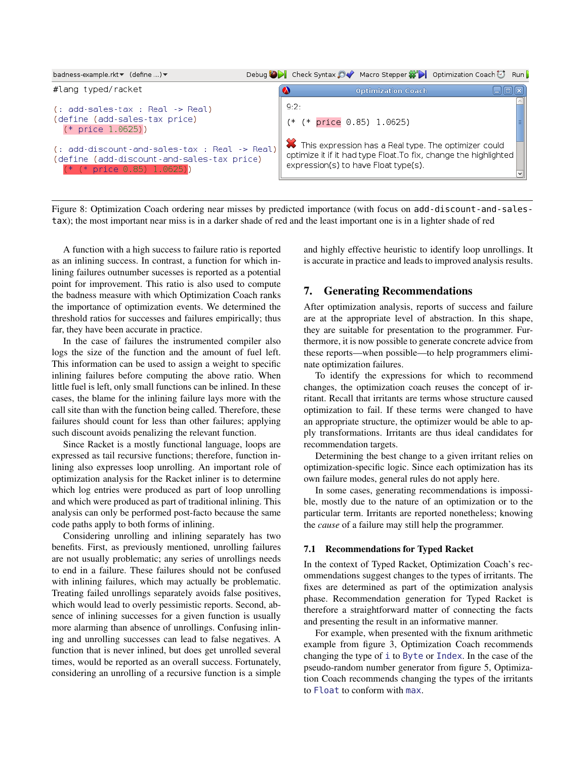```
#lang typed/racket

(: add-sales-tax : Real -> Real)
(define (add-sales-tax price)
  (* price 1.0625))

(: add-discount-and-sales-tax : Real -> Real)
(define (add-discount-and-sales-tax price)
  (* (* price 0.85) 1.0625))
```

```
9:2:

(* (* price 0.85) 1.0625)

This expression has a Real type. The optimizer could optimize it if it had type Float.To fix, change the highlighted expression(s) to have Float type(s).
```

Figure 8: Optimization Coach ordering near misses by predicted importance (with focus on `add-discount-and-sales-tax`); the most important near miss is in a darker shade of red and the least important one is in a lighter shade of red

A function with a high success to failure ratio is reported as an inlining success. In contrast, a function for which inlining failures outnumber successes is reported as a potential point for improvement. This ratio is also used to compute the badness measure with which Optimization Coach ranks the importance of optimization events. We determined the threshold ratios for successes and failures empirically; thus far, they have been accurate in practice.

In the case of failures the instrumented compiler also logs the size of the function and the amount of fuel left. This information can be used to assign a weight to specific inlining failures before computing the above ratio. When little fuel is left, only small functions can be inlined. In these cases, the blame for the inlining failure lays more with the call site than with the function being called. Therefore, these failures should count for less than other failures; applying such discount avoids penalizing the relevant function.

Since Racket is a mostly functional language, loops are expressed as tail recursive functions; therefore, function inlining also expresses loop unrolling. An important role of optimization analysis for the Racket inliner is to determine which log entries were produced as part of loop unrolling and which were produced as part of traditional inlining. This analysis can only be performed post-facto because the same code paths apply to both forms of inlining.

Considering unrolling and inlining separately has two benefits. First, as previously mentioned, unrolling failures are not usually problematic; any series of unrollings needs to end in a failure. These failures should not be confused with inlining failures, which may actually be problematic. Treating failed unrollings separately avoids false positives, which would lead to overly pessimistic reports. Second, absence of inlining successes for a given function is usually more alarming than absence of unrollings. Confusing inlining and unrolling successes can lead to false negatives. A function that is never inlined, but does get unrolled several times, would be reported as an overall success. Fortunately, considering an unrolling of a recursive function is a simple and highly effective heuristic to identify loop unrollings. It is accurate in practice and leads to improved analysis results.

## 7. Generating Recommendations

After optimization analysis, reports of success and failure are at the appropriate level of abstraction. In this shape, they are suitable for presentation to the programmer. Furthermore, it is now possible to generate concrete advice from these reports—when possible—to help programmers eliminate optimization failures.

To identify the expressions for which to recommend changes, the optimization coach reuses the concept of irritant. Recall that irritants are terms whose structure caused optimization to fail. If these terms were changed to have an appropriate structure, the optimizer would be able to apply transformations. Irritants are thus ideal candidates for recommendation targets.

Determining the best change to a given irritant relies on optimization-specific logic. Since each optimization has its own failure modes, general rules do not apply here.

In some cases, generating recommendations is impossible, mostly due to the nature of an optimization or to the particular term. Irritants are reported nonetheless; knowing the *cause* of a failure may still help the programmer.

### 7.1 Recommendations for Typed Racket

In the context of Typed Racket, Optimization Coach's recommendations suggest changes to the types of irritants. The fixes are determined as part of the optimization analysis phase. Recommendation generation for Typed Racket is therefore a straightforward matter of connecting the facts and presenting the result in an informative manner.

For example, when presented with the fixnum arithmetic example from figure 3, Optimization Coach recommends changing the type of `i` to `Byte` or `Index`. In the case of the pseudo-random number generator from figure 5, Optimization Coach recommends changing the types of the irritants to `Float` to conform with `max`.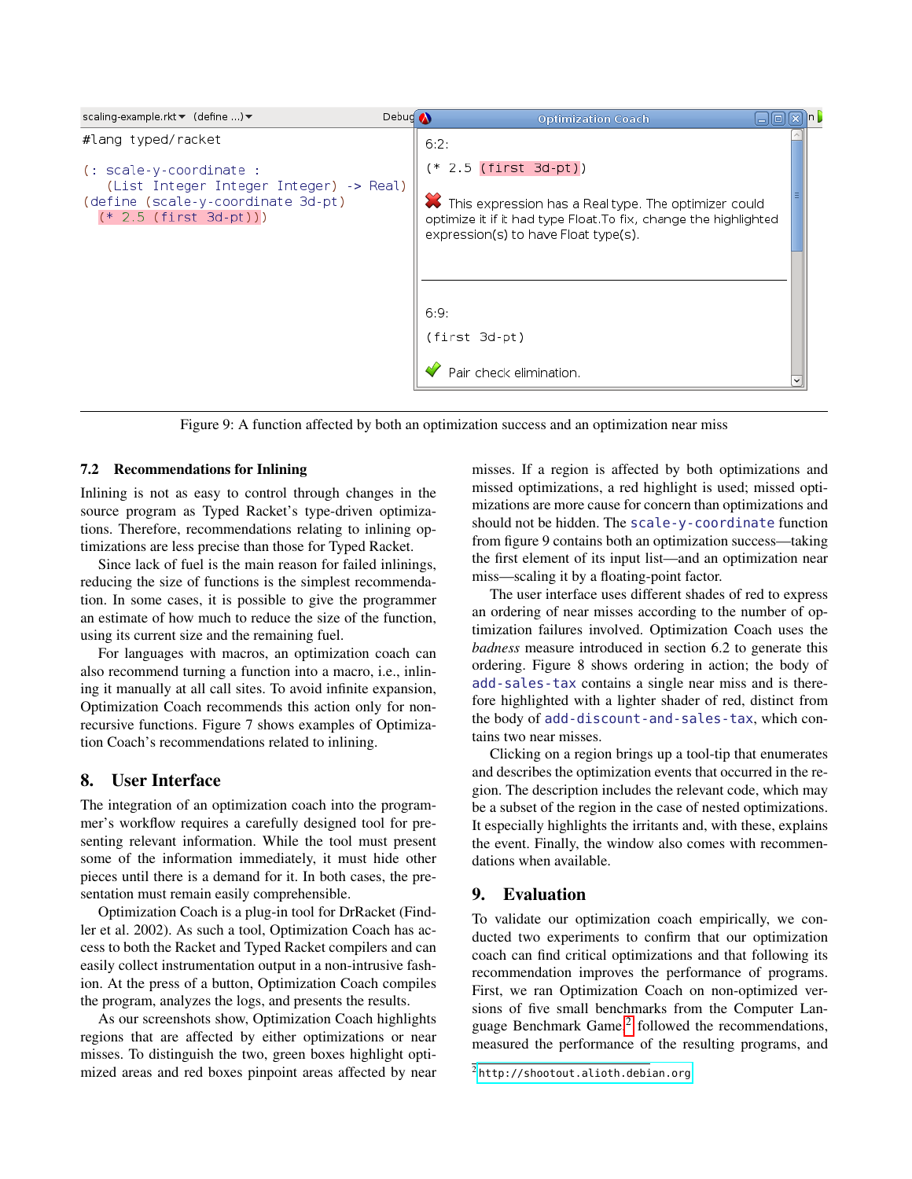```
#lang typed/racket

(: scale-y-coordinate :
   (List Integer Integer Integer) -> Real)
(define (scale-y-coordinate 3d-pt)
  (* 2.5 (first 3d-pt)))
```

Optimization Coach

6:2:

```
(* 2.5 (first 3d-pt))
```

This expression has a Real type. The optimizer could optimize it if it had type Float.To fix, change the highlighted expression(s) to have Float type(s).

6:9:

```
(first 3d-pt)
```

Pair check elimination.

Figure 9: A function affected by both an optimization success and an optimization near miss

### 7.2 Recommendations for Inlining

Inlining is not as easy to control through changes in the source program as Typed Racket's type-driven optimizations. Therefore, recommendations relating to inlining optimizations are less precise than those for Typed Racket.

Since lack of fuel is the main reason for failed inlinings, reducing the size of functions is the simplest recommendation. In some cases, it is possible to give the programmer an estimate of how much to reduce the size of the function, using its current size and the remaining fuel.

For languages with macros, an optimization coach can also recommend turning a function into a macro, i.e., inlining it manually at all call sites. To avoid infinite expansion, Optimization Coach recommends this action only for non-recursive functions. Figure 7 shows examples of Optimization Coach's recommendations related to inlining.

## 8. User Interface

The integration of an optimization coach into the programmer's workflow requires a carefully designed tool for presenting relevant information. While the tool must present some of the information immediately, it must hide other pieces until there is a demand for it. In both cases, the presentation must remain easily comprehensible.

Optimization Coach is a plug-in tool for DrRacket (Findler et al. 2002). As such a tool, Optimization Coach has access to both the Racket and Typed Racket compilers and can easily collect instrumentation output in a non-intrusive fashion. At the press of a button, Optimization Coach compiles the program, analyzes the logs, and presents the results.

As our screenshots show, Optimization Coach highlights regions that are affected by either optimizations or near misses. To distinguish the two, green boxes highlight optimized areas and red boxes pinpoint areas affected by near misses. If a region is affected by both optimizations and missed optimizations, a red highlight is used; missed optimizations are more cause for concern than optimizations and should not be hidden. The `scale-y-coordinate` function from figure 9 contains both an optimization success—taking the first element of its input list—and an optimization near miss—scaling it by a floating-point factor.

The user interface uses different shades of red to express an ordering of near misses according to the number of optimization failures involved. Optimization Coach uses the *badness* measure introduced in section 6.2 to generate this ordering. Figure 8 shows ordering in action; the body of `add-sales-tax` contains a single near miss and is therefore highlighted with a lighter shader of red, distinct from the body of `add-discount-and-sales-tax`, which contains two near misses.

Clicking on a region brings up a tool-tip that enumerates and describes the optimization events that occurred in the region. The description includes the relevant code, which may be a subset of the region in the case of nested optimizations. It especially highlights the irritants and, with these, explains the event. Finally, the window also comes with recommendations when available.

## 9. Evaluation

To validate our optimization coach empirically, we conducted two experiments to confirm that our optimization coach can find critical optimizations and that following its recommendation improves the performance of programs. First, we ran Optimization Coach on non-optimized versions of five small benchmarks from the Computer Language Benchmark Game,[2] followed the recommendations, measured the performance of the resulting programs, and

[2] http://shootout.alioth.debian.org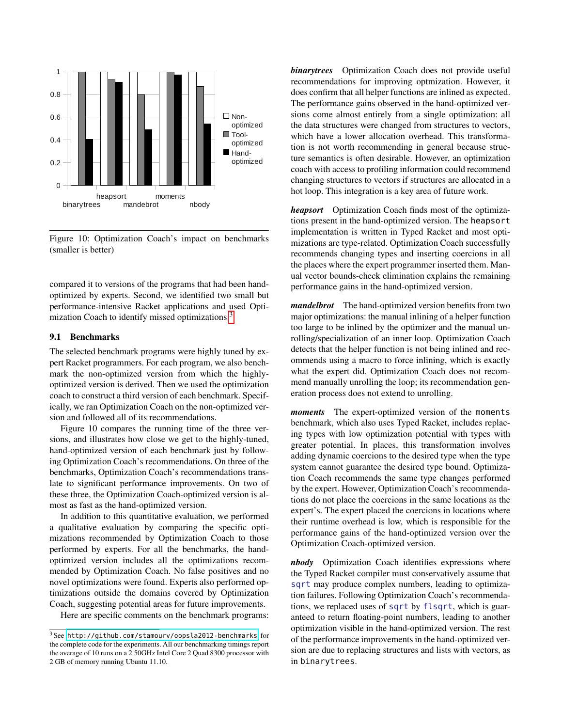1
0.8
0.6
0.4
0.2
0

binarytrees
heapsort
mandebrot
moments
nbody

Non-optimized
Tool-optimized
Hand-optimized

Figure 10: Optimization Coach's impact on benchmarks (smaller is better)

compared it to versions of the programs that had been hand-optimized by experts. Second, we identified two small but performance-intensive Racket applications and used Optimization Coach to identify missed optimizations.[3]

### 9.1 Benchmarks

The selected benchmark programs were highly tuned by expert Racket programmers. For each program, we also benchmark the non-optimized version from which the highly-optimized version is derived. Then we used the optimization coach to construct a third version of each benchmark. Specifically, we ran Optimization Coach on the non-optimized version and followed all of its recommendations.

Figure 10 compares the running time of the three versions, and illustrates how close we get to the highly-tuned, hand-optimized version of each benchmark just by following Optimization Coach's recommendations. On three of the benchmarks, Optimization Coach's recommendations translate to significant performance improvements. On two of these three, the Optimization Coach-optimized version is almost as fast as the hand-optimized version.

In addition to this quantitative evaluation, we performed a qualitative evaluation by comparing the specific optimizations recommended by Optimization Coach to those performed by experts. For all the benchmarks, the hand-optimized version includes all the optimizations recommended by Optimization Coach. No false positives and no novel optimizations were found. Experts also performed optimizations outside the domains covered by Optimization Coach, suggesting potential areas for future improvements.

Here are specific comments on the benchmark programs:

[3] See http://github.com/stamourv/oopsla2012-benchmarks for the complete code for the experiments. All our benchmarking timings report the average of 10 runs on a 2.50GHz Intel Core 2 Quad 8300 processor with 2 GB of memory running Ubuntu 11.10.

***binarytrees*** Optimization Coach does not provide useful recommendations for improving optmization. However, it does confirm that all helper functions are inlined as expected. The performance gains observed in the hand-optimized versions come almost entirely from a single optimization: all the data structures were changed from structures to vectors, which have a lower allocation overhead. This transformation is not worth recommending in general because structure semantics is often desirable. However, an optimization coach with access to profiling information could recommend changing structures to vectors if structures are allocated in a hot loop. This integration is a key area of future work.

***heapsort*** Optimization Coach finds most of the optimizations present in the hand-optimized version. The `heapsort` implementation is written in Typed Racket and most optimizations are type-related. Optimization Coach successfully recommends changing types and inserting coercions in all the places where the expert programmer inserted them. Manual vector bounds-check elimination explains the remaining performance gains in the hand-optimized version.

***mandelbrot*** The hand-optimized version benefits from two major optimizations: the manual inlining of a helper function too large to be inlined by the optimizer and the manual unrolling/specialization of an inner loop. Optimization Coach detects that the helper function is not being inlined and recommends using a macro to force inlining, which is exactly what the expert did. Optimization Coach does not recommend manually unrolling the loop; its recommendation generation process does not extend to unrolling.

***moments*** The expert-optimized version of the `moments` benchmark, which also uses Typed Racket, includes replacing types with low optimization potential with types with greater potential. In places, this transformation involves adding dynamic coercions to the desired type when the type system cannot guarantee the desired type bound. Optimization Coach recommends the same type changes performed by the expert. However, Optimization Coach's recommendations do not place the coercions in the same locations as the expert's. The expert placed the coercions in locations where their runtime overhead is low, which is responsible for the performance gains of the hand-optimized version over the Optimization Coach-optimized version.

***nbody*** Optimization Coach identifies expressions where the Typed Racket compiler must conservatively assume that `sqrt` may produce complex numbers, leading to optimization failures. Following Optimization Coach's recommendations, we replaced uses of `sqrt` by `flsqrt`, which is guaranteed to return floating-point numbers, leading to another optimization visible in the hand-optimized version. The rest of the performance improvements in the hand-optimized version are due to replacing structures and lists with vectors, as in `binarytrees`.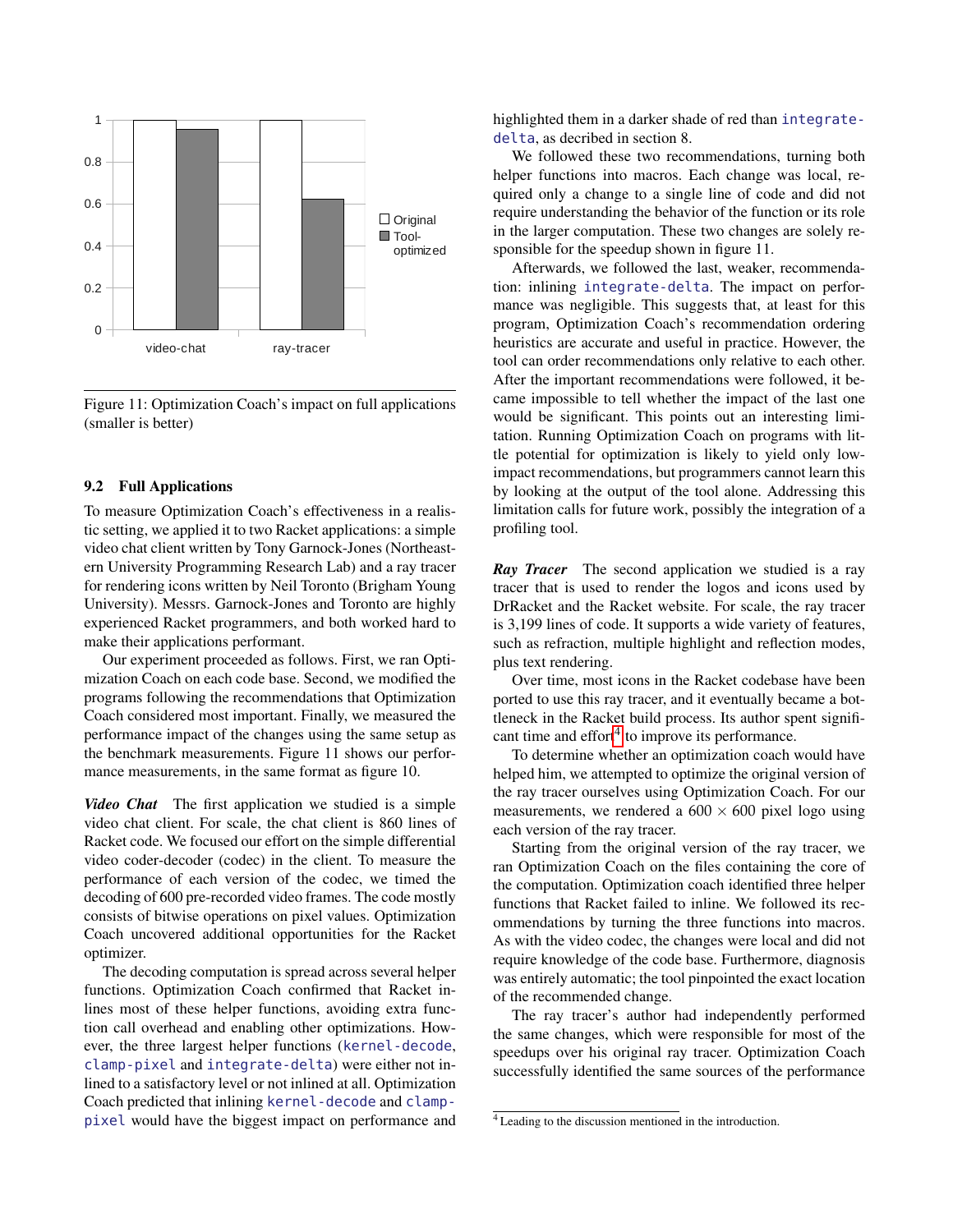1

0.8

0.6

0.4

0.2

0

video-chat

ray-tracer

Original

Tool-optimized

Figure 11: Optimization Coach's impact on full applications (smaller is better)

### 9.2 Full Applications

To measure Optimization Coach's effectiveness in a realistic setting, we applied it to two Racket applications: a simple video chat client written by Tony Garnock-Jones (Northeastern University Programming Research Lab) and a ray tracer for rendering icons written by Neil Toronto (Brigham Young University). Messrs. Garnock-Jones and Toronto are highly experienced Racket programmers, and both worked hard to make their applications performant.

Our experiment proceeded as follows. First, we ran Optimization Coach on each code base. Second, we modified the programs following the recommendations that Optimization Coach considered most important. Finally, we measured the performance impact of the changes using the same setup as the benchmark measurements. Figure 11 shows our performance measurements, in the same format as figure 10.

***Video Chat*** The first application we studied is a simple video chat client. For scale, the chat client is 860 lines of Racket code. We focused our effort on the simple differential video coder-decoder (codec) in the client. To measure the performance of each version of the codec, we timed the decoding of 600 pre-recorded video frames. The code mostly consists of bitwise operations on pixel values. Optimization Coach uncovered additional opportunities for the Racket optimizer.

The decoding computation is spread across several helper functions. Optimization Coach confirmed that Racket inlines most of these helper functions, avoiding extra function call overhead and enabling other optimizations. However, the three largest helper functions (`kernel-decode`, `clamp-pixel` and `integrate-delta`) were either not inlined to a satisfactory level or not inlined at all. Optimization Coach predicted that inlining `kernel-decode` and `clamp-pixel` would have the biggest impact on performance and highlighted them in a darker shade of red than `integrate-delta`, as decribed in section 8.

We followed these two recommendations, turning both helper functions into macros. Each change was local, required only a change to a single line of code and did not require understanding the behavior of the function or its role in the larger computation. These two changes are solely responsible for the speedup shown in figure 11.

Afterwards, we followed the last, weaker, recommendation: inlining `integrate-delta`. The impact on performance was negligible. This suggests that, at least for this program, Optimization Coach's recommendation ordering heuristics are accurate and useful in practice. However, the tool can order recommendations only relative to each other. After the important recommendations were followed, it became impossible to tell whether the impact of the last one would be significant. This points out an interesting limitation. Running Optimization Coach on programs with little potential for optimization is likely to yield only low-impact recommendations, but programmers cannot learn this by looking at the output of the tool alone. Addressing this limitation calls for future work, possibly the integration of a profiling tool.

***Ray Tracer*** The second application we studied is a ray tracer that is used to render the logos and icons used by DrRacket and the Racket website. For scale, the ray tracer is 3,199 lines of code. It supports a wide variety of features, such as refraction, multiple highlight and reflection modes, plus text rendering.

Over time, most icons in the Racket codebase have been ported to use this ray tracer, and it eventually became a bottleneck in the Racket build process. Its author spent significant time and effort[4] to improve its performance.

To determine whether an optimization coach would have helped him, we attempted to optimize the original version of the ray tracer ourselves using Optimization Coach. For our measurements, we rendered a $600 \times 600$ pixel logo using each version of the ray tracer.

Starting from the original version of the ray tracer, we ran Optimization Coach on the files containing the core of the computation. Optimization coach identified three helper functions that Racket failed to inline. We followed its recommendations by turning the three functions into macros. As with the video codec, the changes were local and did not require knowledge of the code base. Furthermore, diagnosis was entirely automatic; the tool pinpointed the exact location of the recommended change.

The ray tracer's author had independently performed the same changes, which were responsible for most of the speedups over his original ray tracer. Optimization Coach successfully identified the same sources of the performance

[4] Leading to the discussion mentioned in the introduction.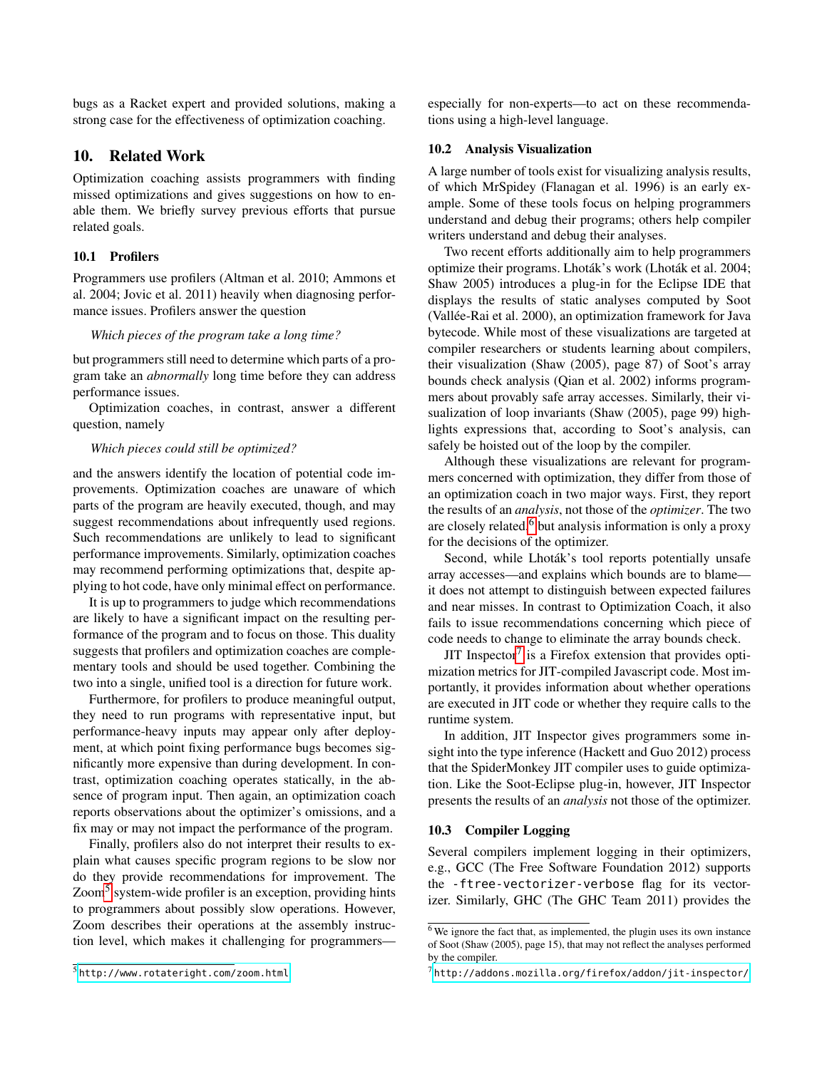bugs as a Racket expert and provided solutions, making a strong case for the effectiveness of optimization coaching.

## 10. Related Work

Optimization coaching assists programmers with finding missed optimizations and gives suggestions on how to enable them. We briefly survey previous efforts that pursue related goals.

### 10.1 Profilers

Programmers use profilers (Altman et al. 2010; Ammons et al. 2004; Jovic et al. 2011) heavily when diagnosing performance issues. Profilers answer the question

*Which pieces of the program take a long time?*

but programmers still need to determine which parts of a program take an *abnormally* long time before they can address performance issues.

Optimization coaches, in contrast, answer a different question, namely

*Which pieces could still be optimized?*

and the answers identify the location of potential code improvements. Optimization coaches are unaware of which parts of the program are heavily executed, though, and may suggest recommendations about infrequently used regions. Such recommendations are unlikely to lead to significant performance improvements. Similarly, optimization coaches may recommend performing optimizations that, despite applying to hot code, have only minimal effect on performance.

It is up to programmers to judge which recommendations are likely to have a significant impact on the resulting performance of the program and to focus on those. This duality suggests that profilers and optimization coaches are complementary tools and should be used together. Combining the two into a single, unified tool is a direction for future work.

Furthermore, for profilers to produce meaningful output, they need to run programs with representative input, but performance-heavy inputs may appear only after deployment, at which point fixing performance bugs becomes significantly more expensive than during development. In contrast, optimization coaching operates statically, in the absence of program input. Then again, an optimization coach reports observations about the optimizer's omissions, and a fix may or may not impact the performance of the program.

Finally, profilers also do not interpret their results to explain what causes specific program regions to be slow nor do they provide recommendations for improvement. The Zoom[5] system-wide profiler is an exception, providing hints to programmers about possibly slow operations. However, Zoom describes their operations at the assembly instruction level, which makes it challenging for programmers—especially for non-experts—to act on these recommendations using a high-level language.

### 10.2 Analysis Visualization

A large number of tools exist for visualizing analysis results, of which MrSpidey (Flanagan et al. 1996) is an early example. Some of these tools focus on helping programmers understand and debug their programs; others help compiler writers understand and debug their analyses.

Two recent efforts additionally aim to help programmers optimize their programs. Lhoták's work (Lhoták et al. 2004; Shaw 2005) introduces a plug-in for the Eclipse IDE that displays the results of static analyses computed by Soot (Vallée-Rai et al. 2000), an optimization framework for Java bytecode. While most of these visualizations are targeted at compiler researchers or students learning about compilers, their visualization (Shaw (2005), page 87) of Soot's array bounds check analysis (Qian et al. 2002) informs programmers about provably safe array accesses. Similarly, their visualization of loop invariants (Shaw (2005), page 99) highlights expressions that, according to Soot's analysis, can safely be hoisted out of the loop by the compiler.

Although these visualizations are relevant for programmers concerned with optimization, they differ from those of an optimization coach in two major ways. First, they report the results of an *analysis*, not those of the *optimizer*. The two are closely related,[6] but analysis information is only a proxy for the decisions of the optimizer.

Second, while Lhoták's tool reports potentially unsafe array accesses—and explains which bounds are to blame—it does not attempt to distinguish between expected failures and near misses. In contrast to Optimization Coach, it also fails to issue recommendations concerning which piece of code needs to change to eliminate the array bounds check.

JIT Inspector[7] is a Firefox extension that provides optimization metrics for JIT-compiled Javascript code. Most importantly, it provides information about whether operations are executed in JIT code or whether they require calls to the runtime system.

In addition, JIT Inspector gives programmers some insight into the type inference (Hackett and Guo 2012) process that the SpiderMonkey JIT compiler uses to guide optimization. Like the Soot-Eclipse plug-in, however, JIT Inspector presents the results of an *analysis* not those of the optimizer.

### 10.3 Compiler Logging

Several compilers implement logging in their optimizers, e.g., GCC (The Free Software Foundation 2012) supports the `-ftree-vectorizer-verbose` flag for its vectorizer. Similarly, GHC (The GHC Team 2011) provides the

[5] http://www.rotateright.com/zoom.html

[6] We ignore the fact that, as implemented, the plugin uses its own instance of Soot (Shaw (2005), page 15), that may not reflect the analyses performed by the compiler.

[7] http://addons.mozilla.org/firefox/addon/jit-inspector/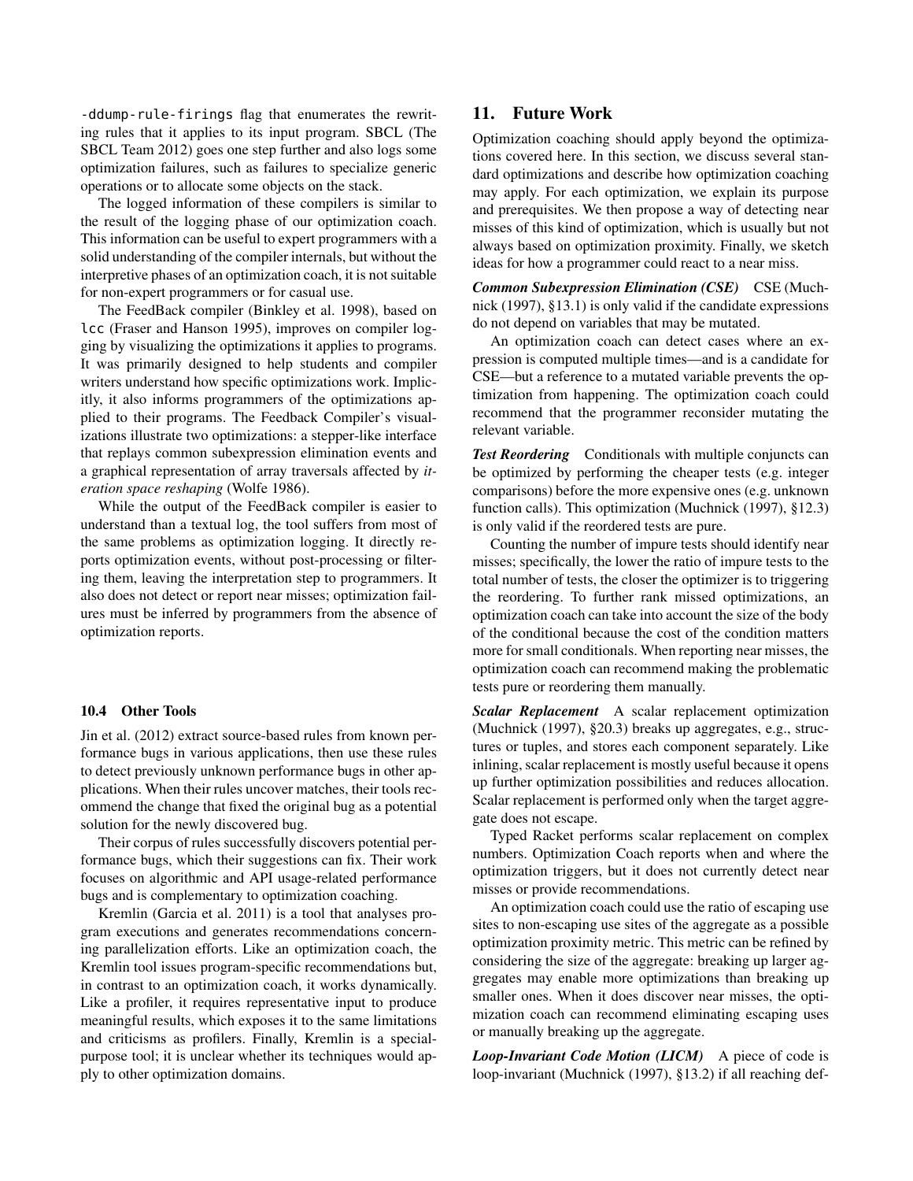`-ddump-rule-firings` flag that enumerates the rewriting rules that it applies to its input program. SBCL (The SBCL Team 2012) goes one step further and also logs some optimization failures, such as failures to specialize generic operations or to allocate some objects on the stack.

The logged information of these compilers is similar to the result of the logging phase of our optimization coach. This information can be useful to expert programmers with a solid understanding of the compiler internals, but without the interpretive phases of an optimization coach, it is not suitable for non-expert programmers or for casual use.

The FeedBack compiler (Binkley et al. 1998), based on `lcc` (Fraser and Hanson 1995), improves on compiler logging by visualizing the optimizations it applies to programs. It was primarily designed to help students and compiler writers understand how specific optimizations work. Implicitly, it also informs programmers of the optimizations applied to their programs. The Feedback Compiler's visualizations illustrate two optimizations: a stepper-like interface that replays common subexpression elimination events and a graphical representation of array traversals affected by *iteration space reshaping* (Wolfe 1986).

While the output of the FeedBack compiler is easier to understand than a textual log, the tool suffers from most of the same problems as optimization logging. It directly reports optimization events, without post-processing or filtering them, leaving the interpretation step to programmers. It also does not detect or report near misses; optimization failures must be inferred by programmers from the absence of optimization reports.

### 10.4 Other Tools

Jin et al. (2012) extract source-based rules from known performance bugs in various applications, then use these rules to detect previously unknown performance bugs in other applications. When their rules uncover matches, their tools recommend the change that fixed the original bug as a potential solution for the newly discovered bug.

Their corpus of rules successfully discovers potential performance bugs, which their suggestions can fix. Their work focuses on algorithmic and API usage-related performance bugs and is complementary to optimization coaching.

Kremlin (Garcia et al. 2011) is a tool that analyses program executions and generates recommendations concerning parallelization efforts. Like an optimization coach, the Kremlin tool issues program-specific recommendations but, in contrast to an optimization coach, it works dynamically. Like a profiler, it requires representative input to produce meaningful results, which exposes it to the same limitations and criticisms as profilers. Finally, Kremlin is a special-purpose tool; it is unclear whether its techniques would apply to other optimization domains.

## 11. Future Work

Optimization coaching should apply beyond the optimizations covered here. In this section, we discuss several standard optimizations and describe how optimization coaching may apply. For each optimization, we explain its purpose and prerequisites. We then propose a way of detecting near misses of this kind of optimization, which is usually but not always based on optimization proximity. Finally, we sketch ideas for how a programmer could react to a near miss.

***Common Subexpression Elimination (CSE)*** CSE (Muchnick (1997), §13.1) is only valid if the candidate expressions do not depend on variables that may be mutated.

An optimization coach can detect cases where an expression is computed multiple times—and is a candidate for CSE—but a reference to a mutated variable prevents the optimization from happening. The optimization coach could recommend that the programmer reconsider mutating the relevant variable.

***Test Reordering*** Conditionals with multiple conjuncts can be optimized by performing the cheaper tests (e.g. integer comparisons) before the more expensive ones (e.g. unknown function calls). This optimization (Muchnick (1997), §12.3) is only valid if the reordered tests are pure.

Counting the number of impure tests should identify near misses; specifically, the lower the ratio of impure tests to the total number of tests, the closer the optimizer is to triggering the reordering. To further rank missed optimizations, an optimization coach can take into account the size of the body of the conditional because the cost of the condition matters more for small conditionals. When reporting near misses, the optimization coach can recommend making the problematic tests pure or reordering them manually.

***Scalar Replacement*** A scalar replacement optimization (Muchnick (1997), §20.3) breaks up aggregates, e.g., structures or tuples, and stores each component separately. Like inlining, scalar replacement is mostly useful because it opens up further optimization possibilities and reduces allocation. Scalar replacement is performed only when the target aggregate does not escape.

Typed Racket performs scalar replacement on complex numbers. Optimization Coach reports when and where the optimization triggers, but it does not currently detect near misses or provide recommendations.

An optimization coach could use the ratio of escaping use sites to non-escaping use sites of the aggregate as a possible optimization proximity metric. This metric can be refined by considering the size of the aggregate: breaking up larger aggregates may enable more optimizations than breaking up smaller ones. When it does discover near misses, the optimization coach can recommend eliminating escaping uses or manually breaking up the aggregate.

***Loop-Invariant Code Motion (LICM)*** A piece of code is loop-invariant (Muchnick (1997), §13.2) if all reaching def-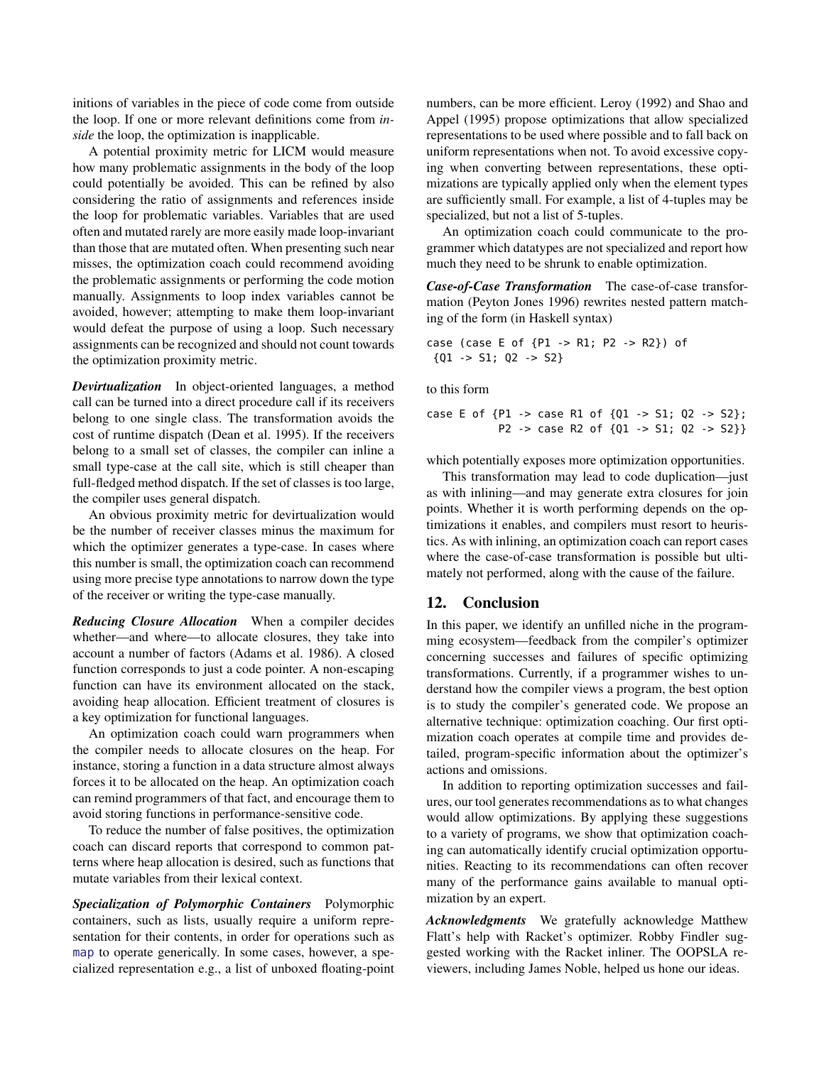initions of variables in the piece of code come from outside the loop. If one or more relevant definitions come from *inside* the loop, the optimization is inapplicable.

A potential proximity metric for LICM would measure how many problematic assignments in the body of the loop could potentially be avoided. This can be refined by also considering the ratio of assignments and references inside the loop for problematic variables. Variables that are used often and mutated rarely are more easily made loop-invariant than those that are mutated often. When presenting such near misses, the optimization coach could recommend avoiding the problematic assignments or performing the code motion manually. Assignments to loop index variables cannot be avoided, however; attempting to make them loop-invariant would defeat the purpose of using a loop. Such necessary assignments can be recognized and should not count towards the optimization proximity metric.

***Devirtualization*** In object-oriented languages, a method call can be turned into a direct procedure call if its receivers belong to one single class. The transformation avoids the cost of runtime dispatch (Dean et al. 1995). If the receivers belong to a small set of classes, the compiler can inline a small type-case at the call site, which is still cheaper than full-fledged method dispatch. If the set of classes is too large, the compiler uses general dispatch.

An obvious proximity metric for devirtualization would be the number of receiver classes minus the maximum for which the optimizer generates a type-case. In cases where this number is small, the optimization coach can recommend using more precise type annotations to narrow down the type of the receiver or writing the type-case manually.

***Reducing Closure Allocation*** When a compiler decides whether—and where—to allocate closures, they take into account a number of factors (Adams et al. 1986). A closed function corresponds to just a code pointer. A non-escaping function can have its environment allocated on the stack, avoiding heap allocation. Efficient treatment of closures is a key optimization for functional languages.

An optimization coach could warn programmers when the compiler needs to allocate closures on the heap. For instance, storing a function in a data structure almost always forces it to be allocated on the heap. An optimization coach can remind programmers of that fact, and encourage them to avoid storing functions in performance-sensitive code.

To reduce the number of false positives, the optimization coach can discard reports that correspond to common patterns where heap allocation is desired, such as functions that mutate variables from their lexical context.

***Specialization of Polymorphic Containers*** Polymorphic containers, such as lists, usually require a uniform representation for their contents, in order for operations such as `map` to operate generically. In some cases, however, a specialized representation e.g., a list of unboxed floating-point numbers, can be more efficient. Leroy (1992) and Shao and Appel (1995) propose optimizations that allow specialized representations to be used where possible and to fall back on uniform representations when not. To avoid excessive copying when converting between representations, these optimizations are typically applied only when the element types are sufficiently small. For example, a list of 4-tuples may be specialized, but not a list of 5-tuples.

An optimization coach could communicate to the programmer which datatypes are not specialized and report how much they need to be shrunk to enable optimization.

***Case-of-Case Transformation*** The case-of-case transformation (Peyton Jones 1996) rewrites nested pattern matching of the form (in Haskell syntax)

```
case (case E of {P1 -> R1; P2 -> R2}) of
 {Q1 -> S1; Q2 -> S2}
```

to this form

```
case E of {P1 -> case R1 of {Q1 -> S1; Q2 -> S2};
           P2 -> case R2 of {Q1 -> S1; Q2 -> S2}}
```

which potentially exposes more optimization opportunities.

This transformation may lead to code duplication—just as with inlining—and may generate extra closures for join points. Whether it is worth performing depends on the optimizations it enables, and compilers must resort to heuristics. As with inlining, an optimization coach can report cases where the case-of-case transformation is possible but ultimately not performed, along with the cause of the failure.

## 12. Conclusion

In this paper, we identify an unfilled niche in the programming ecosystem—feedback from the compiler's optimizer concerning successes and failures of specific optimizing transformations. Currently, if a programmer wishes to understand how the compiler views a program, the best option is to study the compiler's generated code. We propose an alternative technique: optimization coaching. Our first optimization coach operates at compile time and provides detailed, program-specific information about the optimizer's actions and omissions.

In addition to reporting optimization successes and failures, our tool generates recommendations as to what changes would allow optimizations. By applying these suggestions to a variety of programs, we show that optimization coaching can automatically identify crucial optimization opportunities. Reacting to its recommendations can often recover many of the performance gains available to manual optimization by an expert.

***Acknowledgments*** We gratefully acknowledge Matthew Flatt's help with Racket's optimizer. Robby Findler suggested working with the Racket inliner. The OOPSLA reviewers, including James Noble, helped us hone our ideas.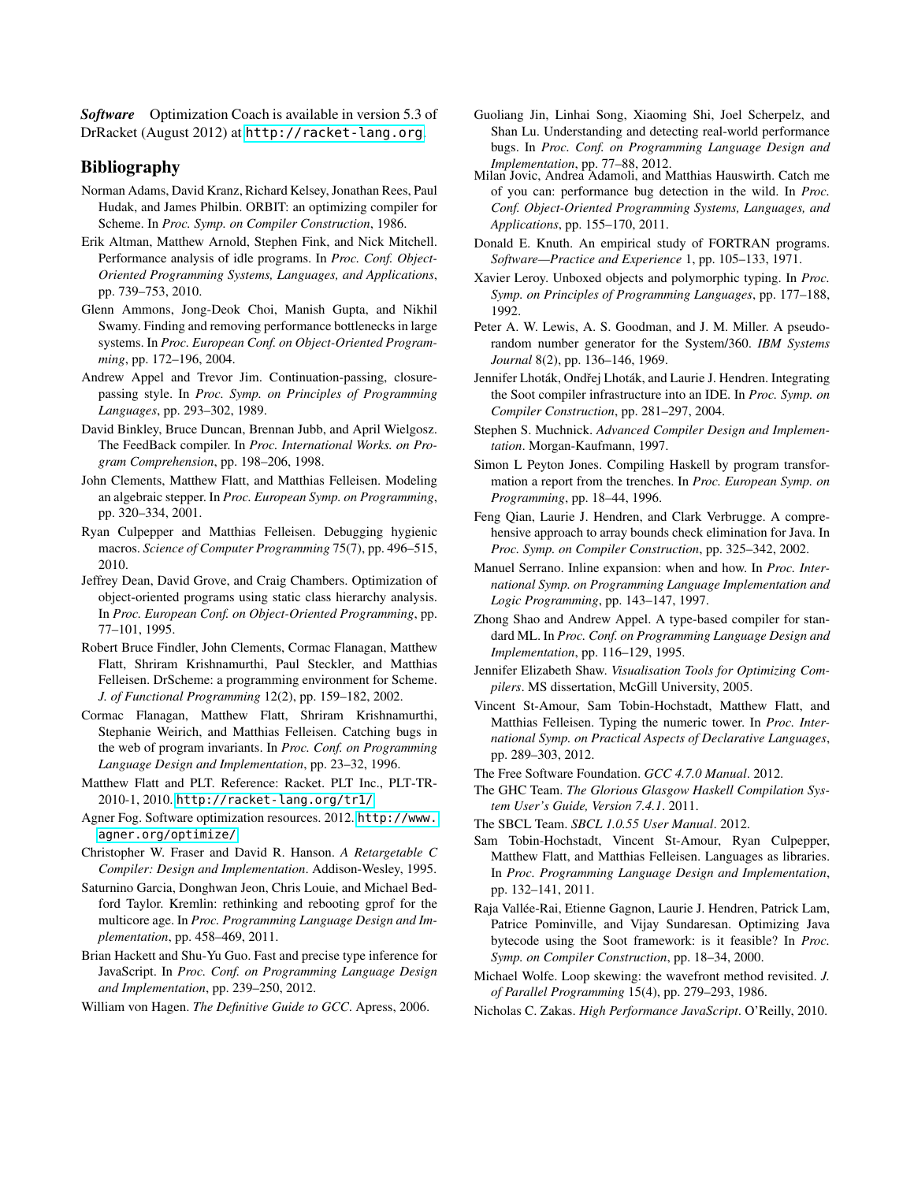***Software*** Optimization Coach is available in version 5.3 of DrRacket (August 2012) at http://racket-lang.org.

## Bibliography

Norman Adams, David Kranz, Richard Kelsey, Jonathan Rees, Paul Hudak, and James Philbin. ORBIT: an optimizing compiler for Scheme. In *Proc. Symp. on Compiler Construction*, 1986.

Erik Altman, Matthew Arnold, Stephen Fink, and Nick Mitchell. Performance analysis of idle programs. In *Proc. Conf. Object-Oriented Programming Systems, Languages, and Applications*, pp. 739–753, 2010.

Glenn Ammons, Jong-Deok Choi, Manish Gupta, and Nikhil Swamy. Finding and removing performance bottlenecks in large systems. In *Proc. European Conf. on Object-Oriented Programming*, pp. 172–196, 2004.

Andrew Appel and Trevor Jim. Continuation-passing, closure-passing style. In *Proc. Symp. on Principles of Programming Languages*, pp. 293–302, 1989.

David Binkley, Bruce Duncan, Brennan Jubb, and April Wielgosz. The FeedBack compiler. In *Proc. International Works. on Program Comprehension*, pp. 198–206, 1998.

John Clements, Matthew Flatt, and Matthias Felleisen. Modeling an algebraic stepper. In *Proc. European Symp. on Programming*, pp. 320–334, 2001.

Ryan Culpepper and Matthias Felleisen. Debugging hygienic macros. *Science of Computer Programming* 75(7), pp. 496–515, 2010.

Jeffrey Dean, David Grove, and Craig Chambers. Optimization of object-oriented programs using static class hierarchy analysis. In *Proc. European Conf. on Object-Oriented Programming*, pp. 77–101, 1995.

Robert Bruce Findler, John Clements, Cormac Flanagan, Matthew Flatt, Shriram Krishnamurthi, Paul Steckler, and Matthias Felleisen. DrScheme: a programming environment for Scheme. *J. of Functional Programming* 12(2), pp. 159–182, 2002.

Cormac Flanagan, Matthew Flatt, Shriram Krishnamurthi, Stephanie Weirich, and Matthias Felleisen. Catching bugs in the web of program invariants. In *Proc. Conf. on Programming Language Design and Implementation*, pp. 23–32, 1996.

Matthew Flatt and PLT. Reference: Racket. PLT Inc., PLT-TR-2010-1, 2010. http://racket-lang.org/tr1/

Agner Fog. Software optimization resources. 2012. http://www.agner.org/optimize/

Christopher W. Fraser and David R. Hanson. *A Retargetable C Compiler: Design and Implementation*. Addison-Wesley, 1995.

Saturnino Garcia, Donghwan Jeon, Chris Louie, and Michael Bedford Taylor. Kremlin: rethinking and rebooting gprof for the multicore age. In *Proc. Programming Language Design and Implementation*, pp. 458–469, 2011.

Brian Hackett and Shu-Yu Guo. Fast and precise type inference for JavaScript. In *Proc. Conf. on Programming Language Design and Implementation*, pp. 239–250, 2012.

William von Hagen. *The Definitive Guide to GCC*. Apress, 2006.

Guoliang Jin, Linhai Song, Xiaoming Shi, Joel Scherpelz, and Shan Lu. Understanding and detecting real-world performance bugs. In *Proc. Conf. on Programming Language Design and Implementation*, pp. 77–88, 2012.

Milan Jovic, Andrea Adamoli, and Matthias Hauswirth. Catch me of you can: performance bug detection in the wild. In *Proc. Conf. Object-Oriented Programming Systems, Languages, and Applications*, pp. 155–170, 2011.

Donald E. Knuth. An empirical study of FORTRAN programs. *Software—Practice and Experience* 1, pp. 105–133, 1971.

Xavier Leroy. Unboxed objects and polymorphic typing. In *Proc. Symp. on Principles of Programming Languages*, pp. 177–188, 1992.

Peter A. W. Lewis, A. S. Goodman, and J. M. Miller. A pseudo-random number generator for the System/360. *IBM Systems Journal* 8(2), pp. 136–146, 1969.

Jennifer Lhoták, Ondřej Lhoták, and Laurie J. Hendren. Integrating the Soot compiler infrastructure into an IDE. In *Proc. Symp. on Compiler Construction*, pp. 281–297, 2004.

Stephen S. Muchnick. *Advanced Compiler Design and Implementation*. Morgan-Kaufmann, 1997.

Simon L Peyton Jones. Compiling Haskell by program transformation a report from the trenches. In *Proc. European Symp. on Programming*, pp. 18–44, 1996.

Feng Qian, Laurie J. Hendren, and Clark Verbrugge. A comprehensive approach to array bounds check elimination for Java. In *Proc. Symp. on Compiler Construction*, pp. 325–342, 2002.

Manuel Serrano. Inline expansion: when and how. In *Proc. International Symp. on Programming Language Implementation and Logic Programming*, pp. 143–147, 1997.

Zhong Shao and Andrew Appel. A type-based compiler for standard ML. In *Proc. Conf. on Programming Language Design and Implementation*, pp. 116–129, 1995.

Jennifer Elizabeth Shaw. *Visualisation Tools for Optimizing Compilers*. MS dissertation, McGill University, 2005.

Vincent St-Amour, Sam Tobin-Hochstadt, Matthew Flatt, and Matthias Felleisen. Typing the numeric tower. In *Proc. International Symp. on Practical Aspects of Declarative Languages*, pp. 289–303, 2012.

The Free Software Foundation. *GCC 4.7.0 Manual*. 2012.

The GHC Team. *The Glorious Glasgow Haskell Compilation System User's Guide, Version 7.4.1*. 2011.

The SBCL Team. *SBCL 1.0.55 User Manual*. 2012.

Sam Tobin-Hochstadt, Vincent St-Amour, Ryan Culpepper, Matthew Flatt, and Matthias Felleisen. Languages as libraries. In *Proc. Programming Language Design and Implementation*, pp. 132–141, 2011.

Raja Vallée-Rai, Etienne Gagnon, Laurie J. Hendren, Patrick Lam, Patrice Pominville, and Vijay Sundaresan. Optimizing Java bytecode using the Soot framework: is it feasible? In *Proc. Symp. on Compiler Construction*, pp. 18–34, 2000.

Michael Wolfe. Loop skewing: the wavefront method revisited. *J. of Parallel Programming* 15(4), pp. 279–293, 1986.

Nicholas C. Zakas. *High Performance JavaScript*. O'Reilly, 2010.